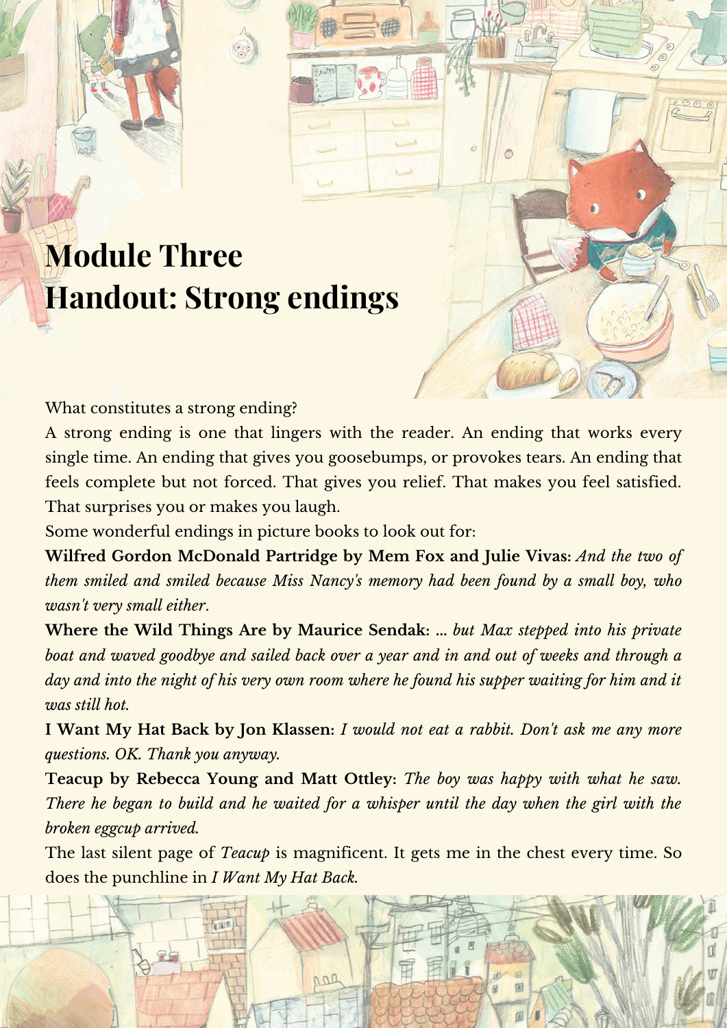# Module Three
# Handout: Strong endings

What constitutes a strong ending?

A strong ending is one that lingers with the reader. An ending that works every single time. An ending that gives you goosebumps, or provokes tears. An ending that feels complete but not forced. That gives you relief. That makes you feel satisfied. That surprises you or makes you laugh.

Some wonderful endings in picture books to look out for:

**Wilfred Gordon McDonald Partridge by Mem Fox and Julie Vivas:** *And the two of them smiled and smiled because Miss Nancy's memory had been found by a small boy, who wasn't very small either.*

**Where the Wild Things Are by Maurice Sendak:** ... *but Max stepped into his private boat and waved goodbye and sailed back over a year and in and out of weeks and through a day and into the night of his very own room where he found his supper waiting for him and it was still hot.*

**I Want My Hat Back by Jon Klassen:** *I would not eat a rabbit. Don't ask me any more questions. OK. Thank you anyway.*

**Teacup by Rebecca Young and Matt Ottley:** *The boy was happy with what he saw. There he began to build and he waited for a whisper until the day when the girl with the broken eggcup arrived.*

The last silent page of *Teacup* is magnificent. It gets me in the chest every time. So does the punchline in *I Want My Hat Back.*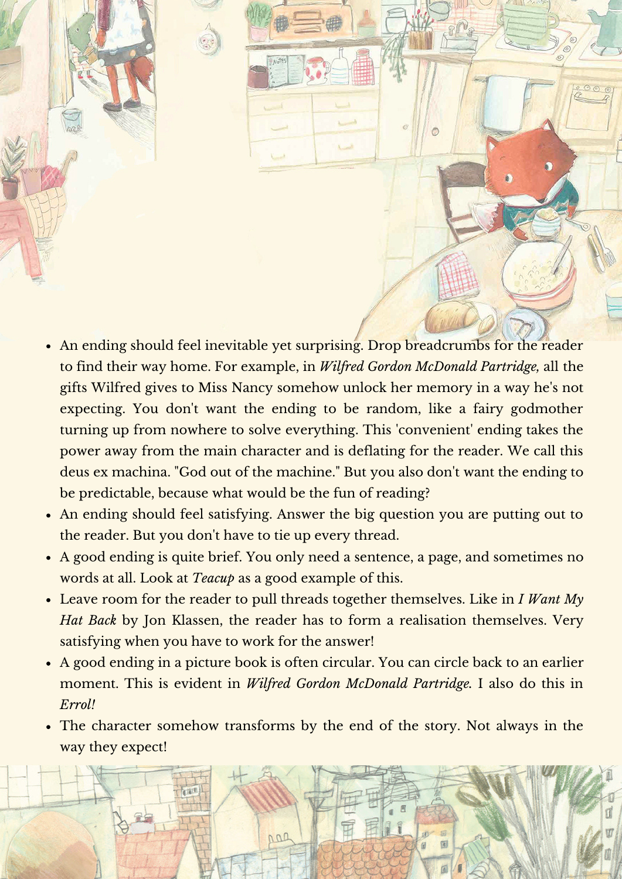- An ending should feel inevitable yet surprising. Drop breadcrumbs for the reader to find their way home. For example, in *Wilfred Gordon McDonald Partridge,* all the gifts Wilfred gives to Miss Nancy somehow unlock her memory in a way he's not expecting. You don't want the ending to be random, like a fairy godmother turning up from nowhere to solve everything. This 'convenient' ending takes the power away from the main character and is deflating for the reader. We call this deus ex machina. "God out of the machine." But you also don't want the ending to be predictable, because what would be the fun of reading?
- An ending should feel satisfying. Answer the big question you are putting out to the reader. But you don't have to tie up every thread.
- A good ending is quite brief. You only need a sentence, a page, and sometimes no words at all. Look at *Teacup* as a good example of this.
- Leave room for the reader to pull threads together themselves. Like in *I Want My Hat Back* by Jon Klassen, the reader has to form a realisation themselves. Very satisfying when you have to work for the answer!
- A good ending in a picture book is often circular. You can circle back to an earlier moment. This is evident in *Wilfred Gordon McDonald Partridge.* I also do this in *Errol!*
- The character somehow transforms by the end of the story. Not always in the way they expect!